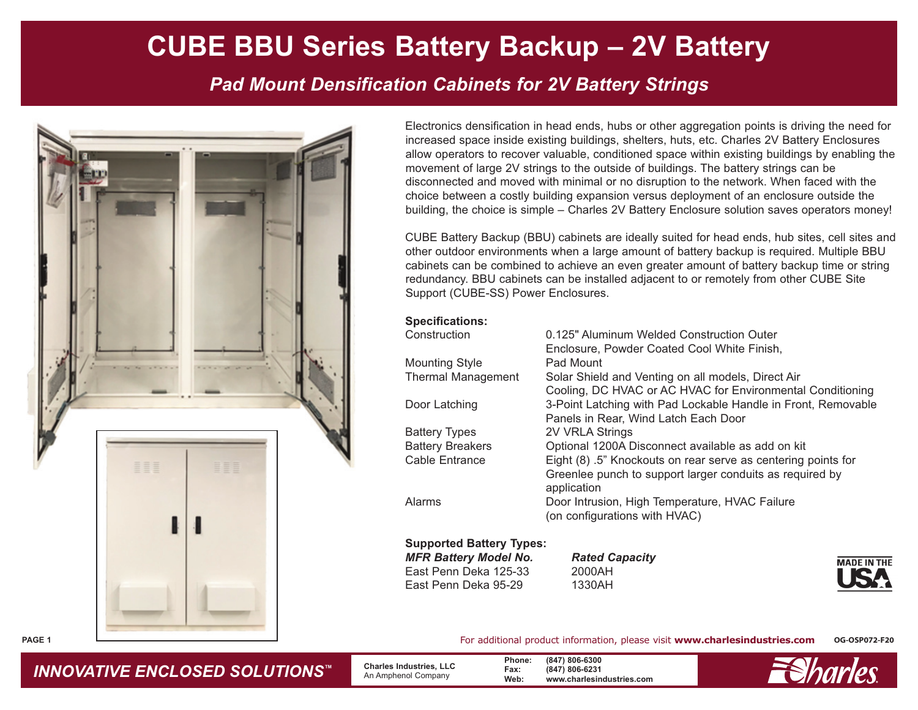# CUBE BBU Series Battery Backup – 2V Battery

## *Pad Mount Densification Cabinets for 2V Battery Strings*

Electronics densification in head ends, hubs or other aggregation points is driving the need for increased space inside existing buildings, shelters, huts, etc. Charles 2V Battery Enclosures allow operators to recover valuable, conditioned space within existing buildings by enabling the movement of large 2V strings to the outside of buildings. The battery strings can be disconnected and moved with minimal or no disruption to the network. When faced with the choice between a costly building expansion versus deployment of an enclosure outside the building, the choice is simple – Charles 2V Battery Enclosure solution saves operators money!

CUBE Battery Backup (BBU) cabinets are ideally suited for head ends, hub sites, cell sites and other outdoor environments when a large amount of battery backup is required. Multiple BBU cabinets can be combined to achieve an even greater amount of battery backup time or string redundancy. BBU cabinets can be installed adjacent to or remotely from other CUBE Site Support (CUBE-SS) Power Enclosures.

**Specifications:**

| | |
|---|---|
| Construction | 0.125" Aluminum Welded Construction Outer Enclosure, Powder Coated Cool White Finish, |
| Mounting Style | Pad Mount |
| Thermal Management | Solar Shield and Venting on all models, Direct Air Cooling, DC HVAC or AC HVAC for Environmental Conditioning |
| Door Latching | 3-Point Latching with Pad Lockable Handle in Front, Removable Panels in Rear, Wind Latch Each Door |
| Battery Types | 2V VRLA Strings |
| Battery Breakers | Optional 1200A Disconnect available as add on kit |
| Cable Entrance | Eight (8) .5" Knockouts on rear serve as centering points for Greenlee punch to support larger conduits as required by application |
| Alarms | Door Intrusion, High Temperature, HVAC Failure (on configurations with HVAC) |

**Supported Battery Types:**

| *MFR Battery Model No.* | *Rated Capacity* |
|---|---|
| East Penn Deka 125-33 | 2000AH |
| East Penn Deka 95-29 | 1330AH |

MADE IN THE USA

For additional product information, please visit **www.charlesindustries.com** OG-OSP072-F20

*INNOVATIVE ENCLOSED SOLUTIONS*™

**Charles Industries, LLC**
An Amphenol Company

**Phone:** (847) 806-6300
**Fax:** (847) 806-6231
**Web:** www.charlesindustries.com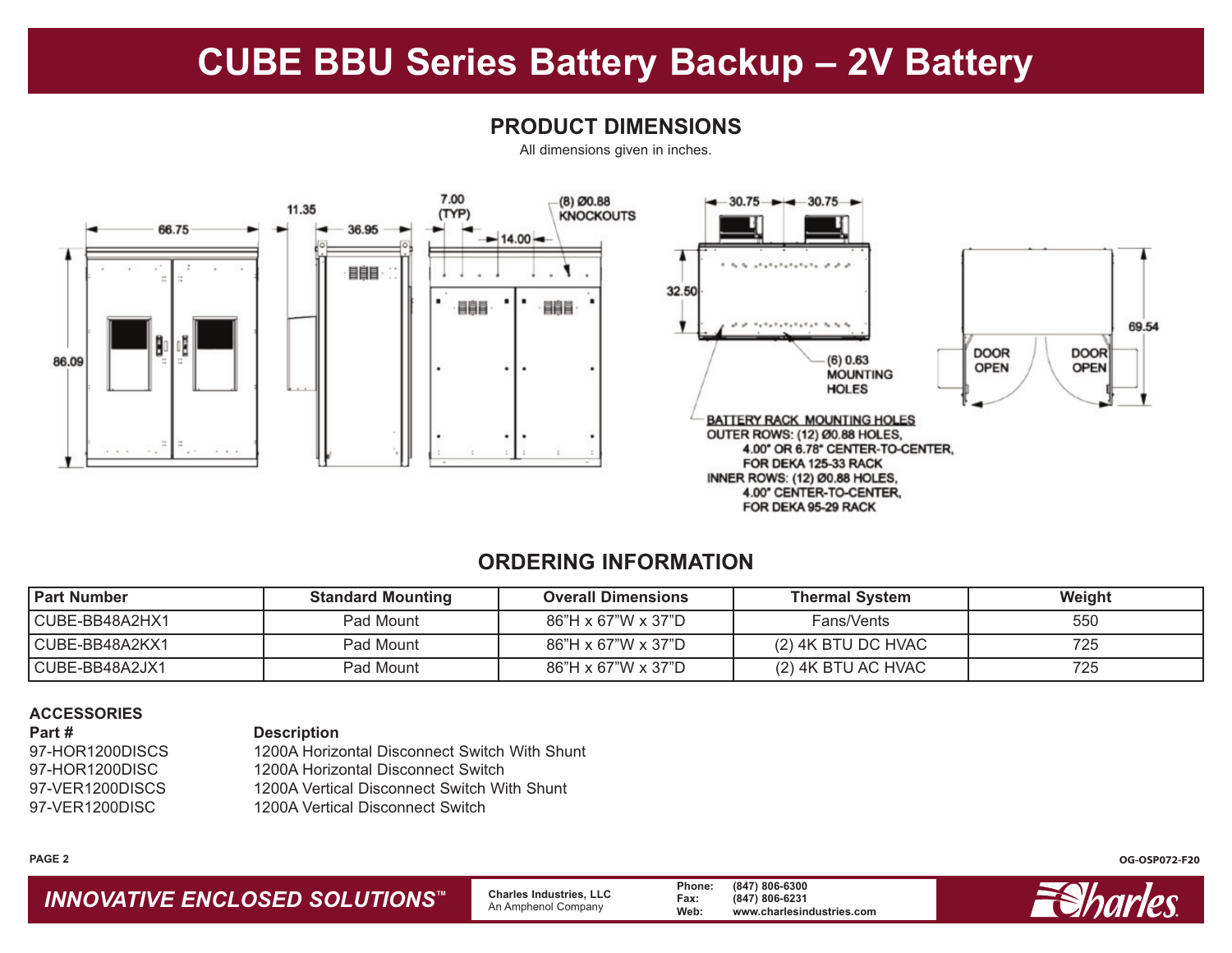# CUBE BBU Series Battery Backup – 2V Battery

## PRODUCT DIMENSIONS

All dimensions given in inches.

66.75
86.09
11.35
36.95
7.00 (TYP)
14.00
(8) Ø0.88 KNOCKOUTS
30.75
30.75
32.50
(6) 0.63 MOUNTING HOLES
69.54
DOOR OPEN
DOOR OPEN

BATTERY RACK MOUNTING HOLES
OUTER ROWS: (12) Ø0.88 HOLES, 4.00" OR 6.78" CENTER-TO-CENTER, FOR DEKA 125-33 RACK
INNER ROWS: (12) Ø0.88 HOLES, 4.00" CENTER-TO-CENTER, FOR DEKA 95-29 RACK

## ORDERING INFORMATION

| Part Number | Standard Mounting | Overall Dimensions | Thermal System | Weight |
|---|---|---|---|---|
| CUBE-BB48A2HX1 | Pad Mount | 86"H x 67"W x 37"D | Fans/Vents | 550 |
| CUBE-BB48A2KX1 | Pad Mount | 86"H x 67"W x 37"D | (2) 4K BTU DC HVAC | 725 |
| CUBE-BB48A2JX1 | Pad Mount | 86"H x 67"W x 37"D | (2) 4K BTU AC HVAC | 725 |

### ACCESSORIES

| Part # | Description |
|---|---|
| 97-HOR1200DISCS | 1200A Horizontal Disconnect Switch With Shunt |
| 97-HOR1200DISC | 1200A Horizontal Disconnect Switch |
| 97-VER1200DISCS | 1200A Vertical Disconnect Switch With Shunt |
| 97-VER1200DISC | 1200A Vertical Disconnect Switch |

OG-OSP072-F20

*INNOVATIVE ENCLOSED SOLUTIONS™*

**Charles Industries, LLC**
An Amphenol Company

**Phone:** (847) 806-6300
**Fax:** (847) 806-6231
**Web:** www.charlesindustries.com